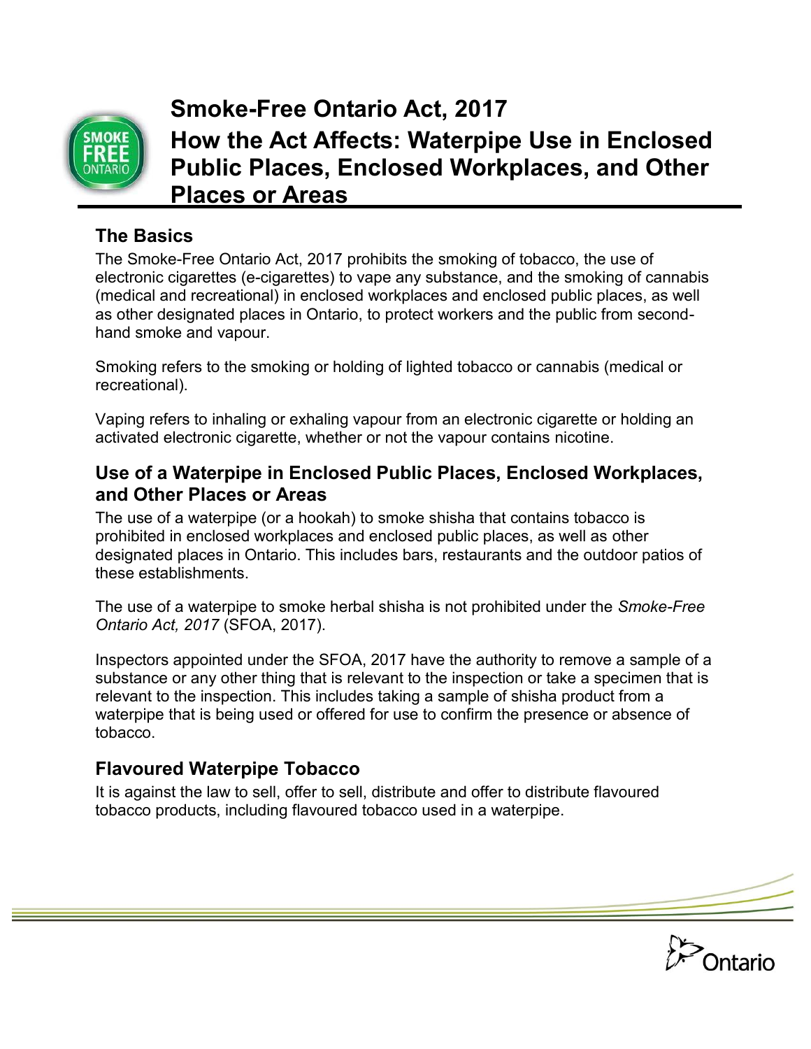# Smoke-Free Ontario Act, 2017

# How the Act Affects: Waterpipe Use in Enclosed Public Places, Enclosed Workplaces, and Other Places or Areas

## The Basics

The Smoke-Free Ontario Act, 2017 prohibits the smoking of tobacco, the use of electronic cigarettes (e-cigarettes) to vape any substance, and the smoking of cannabis (medical and recreational) in enclosed workplaces and enclosed public places, as well as other designated places in Ontario, to protect workers and the public from second-hand smoke and vapour.

Smoking refers to the smoking or holding of lighted tobacco or cannabis (medical or recreational).

Vaping refers to inhaling or exhaling vapour from an electronic cigarette or holding an activated electronic cigarette, whether or not the vapour contains nicotine.

## Use of a Waterpipe in Enclosed Public Places, Enclosed Workplaces, and Other Places or Areas

The use of a waterpipe (or a hookah) to smoke shisha that contains tobacco is prohibited in enclosed workplaces and enclosed public places, as well as other designated places in Ontario. This includes bars, restaurants and the outdoor patios of these establishments.

The use of a waterpipe to smoke herbal shisha is not prohibited under the *Smoke-Free Ontario Act, 2017* (SFOA, 2017).

Inspectors appointed under the SFOA, 2017 have the authority to remove a sample of a substance or any other thing that is relevant to the inspection or take a specimen that is relevant to the inspection. This includes taking a sample of shisha product from a waterpipe that is being used or offered for use to confirm the presence or absence of tobacco.

## Flavoured Waterpipe Tobacco

It is against the law to sell, offer to sell, distribute and offer to distribute flavoured tobacco products, including flavoured tobacco used in a waterpipe.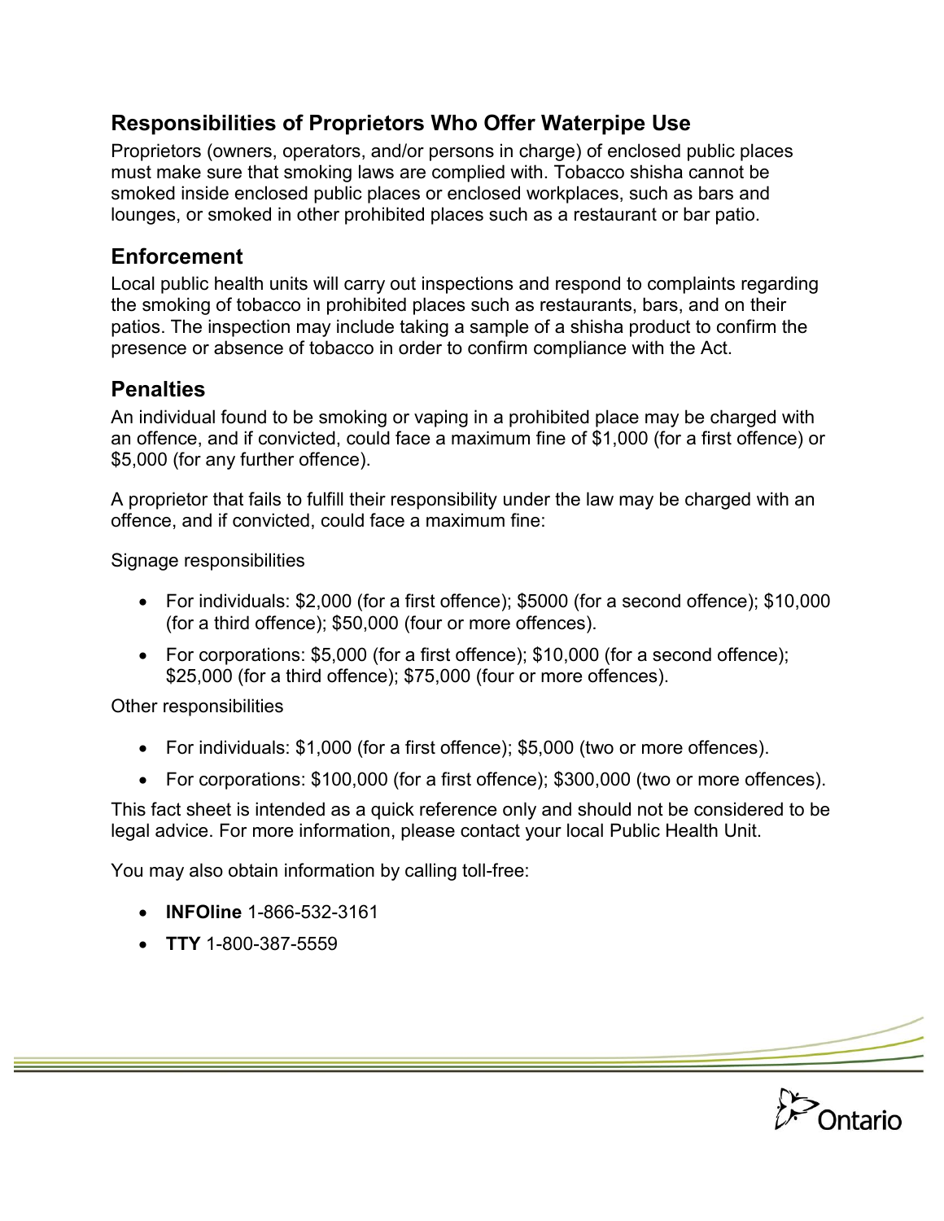## Responsibilities of Proprietors Who Offer Waterpipe Use

Proprietors (owners, operators, and/or persons in charge) of enclosed public places must make sure that smoking laws are complied with. Tobacco shisha cannot be smoked inside enclosed public places or enclosed workplaces, such as bars and lounges, or smoked in other prohibited places such as a restaurant or bar patio.

## Enforcement

Local public health units will carry out inspections and respond to complaints regarding the smoking of tobacco in prohibited places such as restaurants, bars, and on their patios. The inspection may include taking a sample of a shisha product to confirm the presence or absence of tobacco in order to confirm compliance with the Act.

## Penalties

An individual found to be smoking or vaping in a prohibited place may be charged with an offence, and if convicted, could face a maximum fine of $1,000 (for a first offence) or $5,000 (for any further offence).

A proprietor that fails to fulfill their responsibility under the law may be charged with an offence, and if convicted, could face a maximum fine:

Signage responsibilities

- For individuals: $2,000 (for a first offence); $5000 (for a second offence); $10,000 (for a third offence); $50,000 (four or more offences).
- For corporations: $5,000 (for a first offence); $10,000 (for a second offence); $25,000 (for a third offence); $75,000 (four or more offences).

Other responsibilities

- For individuals: $1,000 (for a first offence); $5,000 (two or more offences).
- For corporations: $100,000 (for a first offence); $300,000 (two or more offences).

This fact sheet is intended as a quick reference only and should not be considered to be legal advice. For more information, please contact your local Public Health Unit.

You may also obtain information by calling toll-free:

- **INFOline** 1-866-532-3161
- **TTY** 1-800-387-5559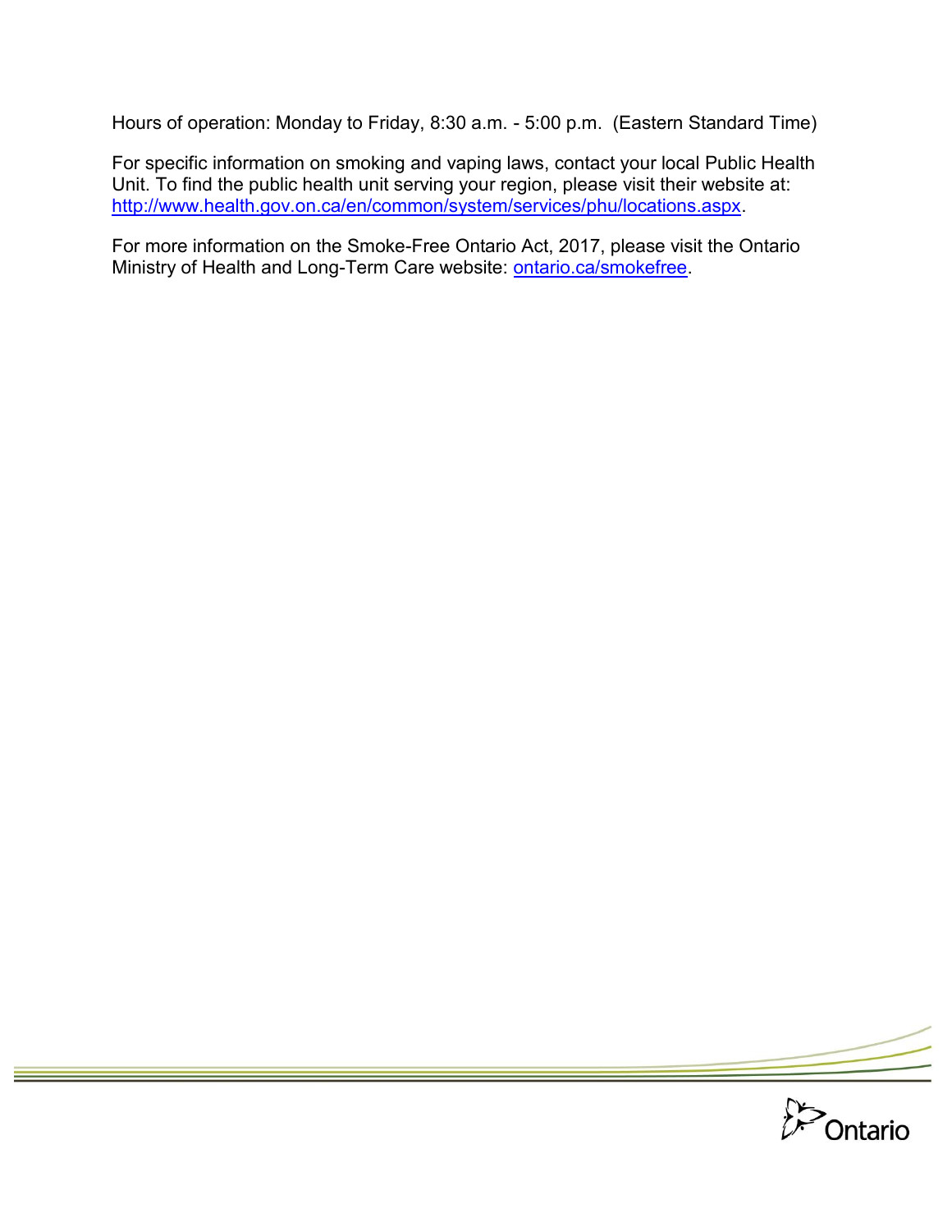Hours of operation: Monday to Friday, 8:30 a.m. - 5:00 p.m. (Eastern Standard Time)

For specific information on smoking and vaping laws, contact your local Public Health Unit. To find the public health unit serving your region, please visit their website at: [http://www.health.gov.on.ca/en/common/system/services/phu/locations.aspx](http://www.health.gov.on.ca/en/common/system/services/phu/locations.aspx).

For more information on the Smoke-Free Ontario Act, 2017, please visit the Ontario Ministry of Health and Long-Term Care website: [ontario.ca/smokefree](ontario.ca/smokefree).